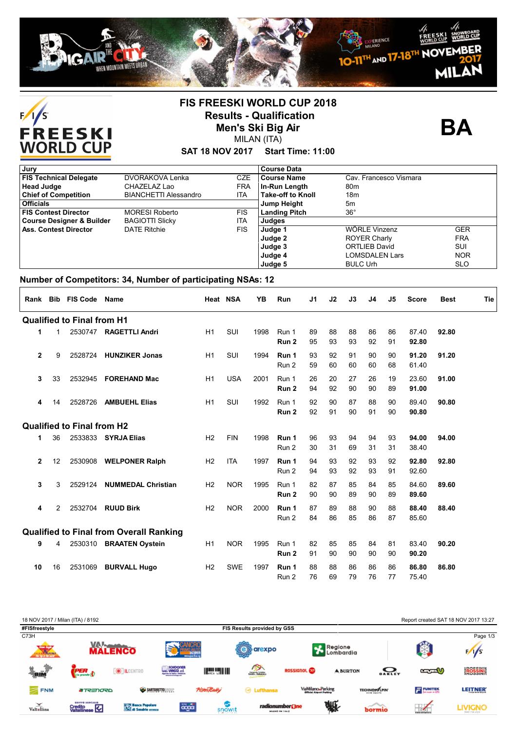# FIS FREESKI WORLD CUP 2018

## Results - Qualification

## Men's Ski Big Air

MILAN (ITA)

**SAT 18 NOV 2017 Start Time: 11:00**

**BA**

| Jury | | |
|---|---|---|
| **FIS Technical Delegate** | DVORAKOVA Lenka | CZE |
| **Head Judge** | CHAZELAZ Lao | FRA |
| **Chief of Competition** | BIANCHETTI Alessandro | ITA |
| **Officials** | | |
| **FIS Contest Director** | MORESI Roberto | FIS |
| **Course Designer & Builder** | BAGIOTTI Slicky | ITA |
| **Ass. Contest Director** | DATE Ritchie | FIS |

| Course Data | | |
|---|---|---|
| **Course Name** | Cav. Francesco Vismara | |
| **In-Run Length** | 80m | |
| **Take-off to Knoll** | 18m | |
| **Jump Height** | 5m | |
| **Landing Pitch** | 36° | |
| **Judges** | | |
| **Judge 1** | WÖRLE Vinzenz | GER |
| **Judge 2** | ROYER Charly | FRA |
| **Judge 3** | ORTLIEB David | SUI |
| **Judge 4** | LOMSDALEN Lars | NOR |
| **Judge 5** | BULC Urh | SLO |

**Number of Competitors: 34, Number of participating NSAs: 12**

| Rank | Bib | FIS Code | Name | Heat | NSA | YB | Run | J1 | J2 | J3 | J4 | J5 | Score | Best | Tie |
|---|---|---|---|---|---|---|---|---|---|---|---|---|---|---|---|
| **Qualified to Final from H1** | | | | | | | | | | | | | | | |
| 1 | 1 | 2530747 | **RAGETTLI Andri** | H1 | SUI | 1998 | Run 1 | 89 | 88 | 88 | 86 | 86 | 87.40 | **92.80** | |
| | | | | | | | **Run 2** | 95 | 93 | 93 | 92 | 91 | **92.80** | | |
| 2 | 9 | 2528724 | **HUNZIKER Jonas** | H1 | SUI | 1994 | **Run 1** | 93 | 92 | 91 | 90 | 90 | **91.20** | **91.20** | |
| | | | | | | | Run 2 | 59 | 60 | 60 | 60 | 68 | 61.40 | | |
| 3 | 33 | 2532945 | **FOREHAND Mac** | H1 | USA | 2001 | Run 1 | 26 | 20 | 27 | 26 | 19 | 23.60 | **91.00** | |
| | | | | | | | **Run 2** | 94 | 92 | 90 | 90 | 89 | **91.00** | | |
| 4 | 14 | 2528726 | **AMBUEHL Elias** | H1 | SUI | 1992 | Run 1 | 92 | 90 | 87 | 88 | 90 | 89.40 | **90.80** | |
| | | | | | | | **Run 2** | 92 | 91 | 90 | 91 | 90 | **90.80** | | |
| **Qualified to Final from H2** | | | | | | | | | | | | | | | |
| 1 | 36 | 2533833 | **SYRJA Elias** | H2 | FIN | 1998 | **Run 1** | 96 | 93 | 94 | 94 | 93 | **94.00** | **94.00** | |
| | | | | | | | Run 2 | 30 | 31 | 69 | 31 | 31 | 38.40 | | |
| 2 | 12 | 2530908 | **WELPONER Ralph** | H2 | ITA | 1997 | **Run 1** | 94 | 93 | 92 | 93 | 92 | **92.80** | **92.80** | |
| | | | | | | | Run 2 | 94 | 93 | 92 | 93 | 91 | 92.60 | | |
| 3 | 3 | 2529124 | **NUMMEDAL Christian** | H2 | NOR | 1995 | Run 1 | 82 | 87 | 85 | 84 | 85 | 84.60 | **89.60** | |
| | | | | | | | **Run 2** | 90 | 90 | 89 | 90 | 89 | **89.60** | | |
| 4 | 2 | 2532704 | **RUUD Birk** | H2 | NOR | 2000 | **Run 1** | 87 | 89 | 88 | 90 | 88 | **88.40** | **88.40** | |
| | | | | | | | Run 2 | 84 | 86 | 85 | 86 | 87 | 85.60 | | |
| **Qualified to Final from Overall Ranking** | | | | | | | | | | | | | | | |
| 9 | 4 | 2530310 | **BRAATEN Oystein** | H1 | NOR | 1995 | Run 1 | 82 | 85 | 85 | 84 | 81 | 83.40 | **90.20** | |
| | | | | | | | **Run 2** | 91 | 90 | 90 | 90 | 90 | **90.20** | | |
| 10 | 16 | 2531069 | **BURVALL Hugo** | H2 | SWE | 1997 | **Run 1** | 88 | 88 | 86 | 86 | 86 | **86.80** | **86.80** | |
| | | | | | | | Run 2 | 76 | 69 | 79 | 76 | 77 | 75.40 | | |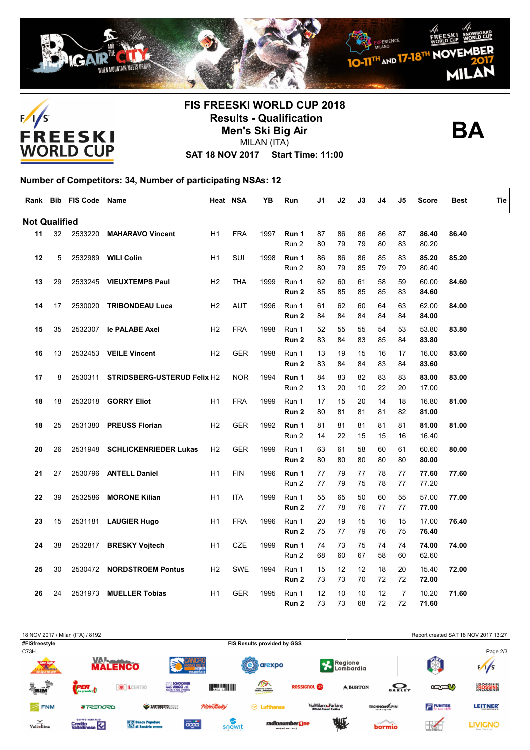# FIS FREESKI WORLD CUP 2018

## Results - Qualification

## Men's Ski Big Air

MILAN (ITA)

**SAT 18 NOV 2017 Start Time: 11:00**

**BA**

### Number of Competitors: 34, Number of participating NSAs: 12

| Rank | Bib | FIS Code | Name | Heat | NSA | YB | Run | J1 | J2 | J3 | J4 | J5 | Score | Best | Tie |
|---|---|---|---|---|---|---|---|---|---|---|---|---|---|---|---|
| **Not Qualified** | | | | | | | | | | | | | | | |
| 11 | 32 | 2533220 | **MAHARAVO Vincent** | H1 | FRA | 1997 | **Run 1** | 87 | 86 | 86 | 86 | 87 | **86.40** | **86.40** | |
| | | | | | | | Run 2 | 80 | 79 | 79 | 80 | 83 | 80.20 | | |
| 12 | 5 | 2532989 | **WILI Colin** | H1 | SUI | 1998 | **Run 1** | 86 | 86 | 86 | 85 | 83 | **85.20** | **85.20** | |
| | | | | | | | Run 2 | 80 | 79 | 85 | 79 | 79 | 80.40 | | |
| 13 | 29 | 2533245 | **VIEUXTEMPS Paul** | H2 | THA | 1999 | Run 1 | 62 | 60 | 61 | 58 | 59 | 60.00 | **84.60** | |
| | | | | | | | **Run 2** | 85 | 85 | 85 | 85 | 83 | **84.60** | | |
| 14 | 17 | 2530020 | **TRIBONDEAU Luca** | H2 | AUT | 1996 | Run 1 | 61 | 62 | 60 | 64 | 63 | 62.00 | **84.00** | |
| | | | | | | | **Run 2** | 84 | 84 | 84 | 84 | 84 | **84.00** | | |
| 15 | 35 | 2532307 | **le PALABE Axel** | H2 | FRA | 1998 | Run 1 | 52 | 55 | 55 | 54 | 53 | 53.80 | **83.80** | |
| | | | | | | | **Run 2** | 83 | 84 | 83 | 85 | 84 | **83.80** | | |
| 16 | 13 | 2532453 | **VEILE Vincent** | H2 | GER | 1998 | Run 1 | 13 | 19 | 15 | 16 | 17 | 16.00 | **83.60** | |
| | | | | | | | **Run 2** | 83 | 84 | 84 | 83 | 84 | **83.60** | | |
| 17 | 8 | 2530311 | **STRIDSBERG-USTERUD Felix** | H2 | NOR | 1994 | **Run 1** | 84 | 83 | 82 | 83 | 83 | **83.00** | **83.00** | |
| | | | | | | | Run 2 | 13 | 20 | 10 | 22 | 20 | 17.00 | | |
| 18 | 18 | 2532018 | **GORRY Eliot** | H1 | FRA | 1999 | Run 1 | 17 | 15 | 20 | 14 | 18 | 16.80 | **81.00** | |
| | | | | | | | **Run 2** | 80 | 81 | 81 | 81 | 82 | **81.00** | | |
| 18 | 25 | 2531380 | **PREUSS Florian** | H2 | GER | 1992 | **Run 1** | 81 | 81 | 81 | 81 | 81 | **81.00** | **81.00** | |
| | | | | | | | Run 2 | 14 | 22 | 15 | 15 | 16 | 16.40 | | |
| 20 | 26 | 2531948 | **SCHLICKENRIEDER Lukas** | H2 | GER | 1999 | Run 1 | 63 | 61 | 58 | 60 | 61 | 60.60 | **80.00** | |
| | | | | | | | **Run 2** | 80 | 80 | 80 | 80 | 80 | **80.00** | | |
| 21 | 27 | 2530796 | **ANTELL Daniel** | H1 | FIN | 1996 | **Run 1** | 77 | 79 | 77 | 78 | 77 | **77.60** | **77.60** | |
| | | | | | | | Run 2 | 77 | 79 | 75 | 78 | 77 | 77.20 | | |
| 22 | 39 | 2532586 | **MORONE Kilian** | H1 | ITA | 1999 | Run 1 | 55 | 65 | 50 | 60 | 55 | 57.00 | **77.00** | |
| | | | | | | | **Run 2** | 77 | 78 | 76 | 77 | 77 | **77.00** | | |
| 23 | 15 | 2531181 | **LAUGIER Hugo** | H1 | FRA | 1996 | Run 1 | 20 | 19 | 15 | 16 | 15 | 17.00 | **76.40** | |
| | | | | | | | **Run 2** | 75 | 77 | 79 | 76 | 75 | **76.40** | | |
| 24 | 38 | 2532817 | **BRESKY Vojtech** | H1 | CZE | 1999 | **Run 1** | 74 | 73 | 75 | 74 | 74 | **74.00** | **74.00** | |
| | | | | | | | Run 2 | 68 | 60 | 67 | 58 | 60 | 62.60 | | |
| 25 | 30 | 2530472 | **NORDSTROEM Pontus** | H2 | SWE | 1994 | Run 1 | 15 | 12 | 12 | 18 | 20 | 15.40 | **72.00** | |
| | | | | | | | **Run 2** | 73 | 73 | 70 | 72 | 72 | **72.00** | | |
| 26 | 24 | 2531973 | **MUELLER Tobias** | H1 | GER | 1995 | Run 1 | 12 | 10 | 10 | 12 | 7 | 10.20 | **71.60** | |
| | | | | | | | **Run 2** | 73 | 73 | 68 | 72 | 72 | **71.60** | | |

18 NOV 2017 / Milan (ITA) / 8192 — Report created SAT 18 NOV 2017 13:27

#FISfreestyle — FIS Results provided by GSS

C73H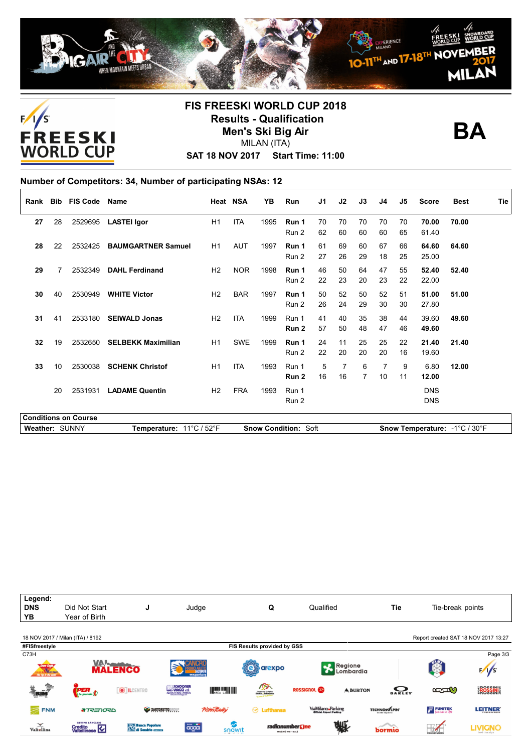# FIS FREESKI WORLD CUP 2018

## Results - Qualification

## Men's Ski Big Air

MILAN (ITA)

**SAT 18 NOV 2017 Start Time: 11:00**

**BA**

**Number of Competitors: 34, Number of participating NSAs: 12**

| Rank | Bib | FIS Code | Name | Heat | NSA | YB | Run | J1 | J2 | J3 | J4 | J5 | Score | Best | Tie |
|---|---|---|---|---|---|---|---|---|---|---|---|---|---|---|---|
| **27** | 28 | 2529695 | **LASTEI Igor** | H1 | ITA | 1995 | **Run 1** | 70 | 70 | 70 | 70 | 70 | **70.00** | **70.00** | |
| | | | | | | | Run 2 | 62 | 60 | 60 | 60 | 65 | 61.40 | | |
| **28** | 22 | 2532425 | **BAUMGARTNER Samuel** | H1 | AUT | 1997 | **Run 1** | 61 | 69 | 60 | 67 | 66 | **64.60** | **64.60** | |
| | | | | | | | Run 2 | 27 | 26 | 29 | 18 | 25 | 25.00 | | |
| **29** | 7 | 2532349 | **DAHL Ferdinand** | H2 | NOR | 1998 | **Run 1** | 46 | 50 | 64 | 47 | 55 | **52.40** | **52.40** | |
| | | | | | | | Run 2 | 22 | 23 | 20 | 23 | 22 | 22.00 | | |
| **30** | 40 | 2530949 | **WHITE Victor** | H2 | BAR | 1997 | **Run 1** | 50 | 52 | 50 | 52 | 51 | **51.00** | **51.00** | |
| | | | | | | | Run 2 | 26 | 24 | 29 | 30 | 30 | 27.80 | | |
| **31** | 41 | 2533180 | **SEIWALD Jonas** | H2 | ITA | 1999 | Run 1 | 41 | 40 | 35 | 38 | 44 | 39.60 | **49.60** | |
| | | | | | | | **Run 2** | 57 | 50 | 48 | 47 | 46 | **49.60** | | |
| **32** | 19 | 2532650 | **SELBEKK Maximilian** | H1 | SWE | 1999 | **Run 1** | 24 | 11 | 25 | 25 | 22 | **21.40** | **21.40** | |
| | | | | | | | Run 2 | 22 | 20 | 20 | 20 | 16 | 19.60 | | |
| **33** | 10 | 2530038 | **SCHENK Christof** | H1 | ITA | 1993 | Run 1 | 5 | 7 | 6 | 7 | 9 | 6.80 | **12.00** | |
| | | | | | | | **Run 2** | 16 | 16 | 7 | 10 | 11 | **12.00** | | |
| | 20 | 2531931 | **LADAME Quentin** | H2 | FRA | 1993 | Run 1 | | | | | | DNS | | |
| | | | | | | | Run 2 | | | | | | DNS | | |

**Conditions on Course**

**Weather:** SUNNY **Temperature:** 11°C / 52°F **Snow Condition:** Soft **Snow Temperature:** -1°C / 30°F

**Legend:**

| | | | | | | | |
|---|---|---|---|---|---|---|---|
| **DNS** | Did Not Start | **J** | Judge | **Q** | Qualified | **Tie** | Tie-break points |
| **YB** | Year of Birth | | | | | | |

18 NOV 2017 / Milan (ITA) / 8192

Report created SAT 18 NOV 2017 13:27

#FISfreestyle

FIS Results provided by GSS

C73H